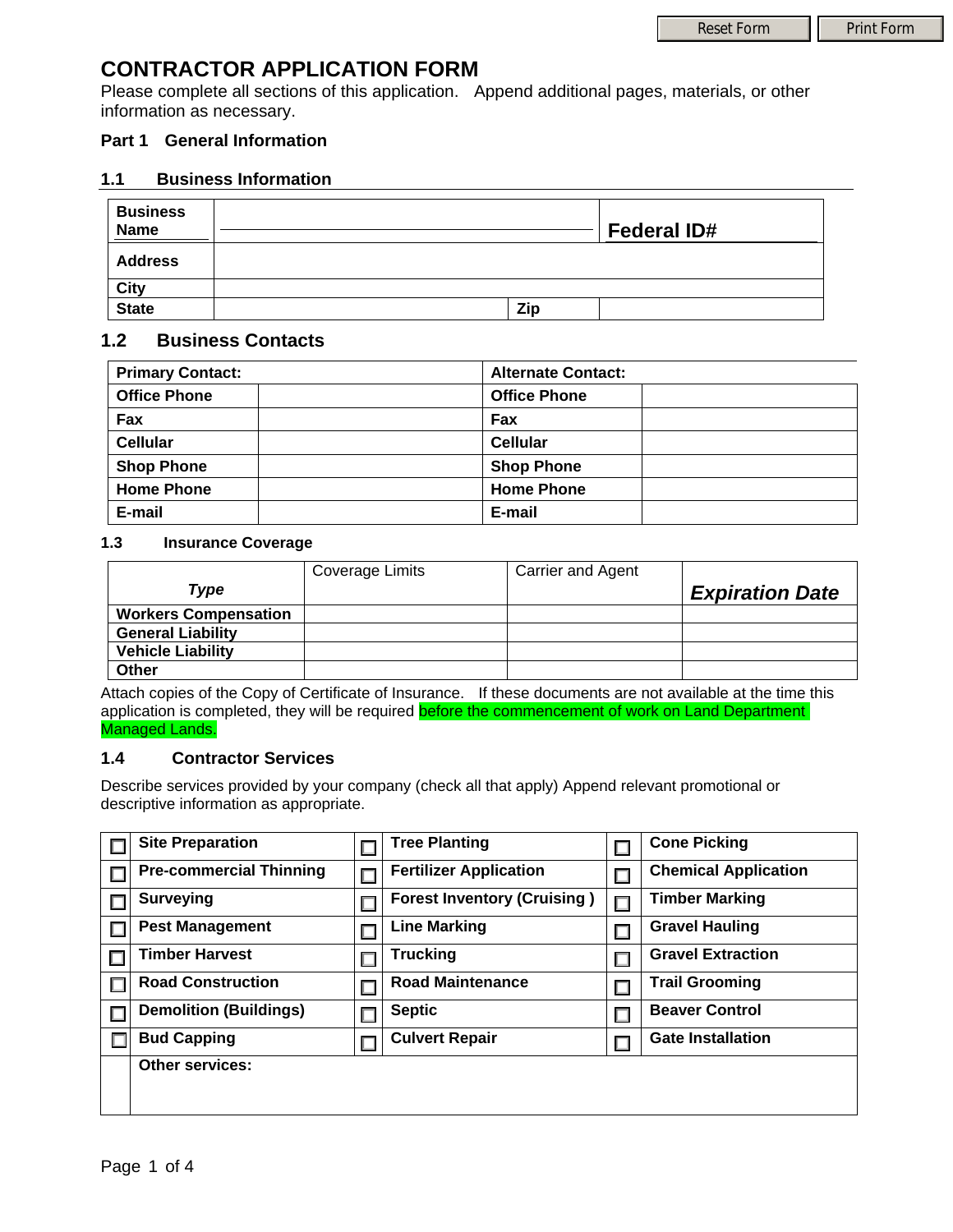# CONTRACTOR APPLICATION FORM

Please complete all sections of this application. Append additional pages, materials, or other information as necessary.

**Part 1 General Information**

### 1.1 Business Information

| **Business Name** | | **Federal ID#** |
|---|---|---|
| **Address** | | |
| **City** | | |
| **State** | **Zip** | |

### 1.2 Business Contacts

| **Primary Contact:** | | **Alternate Contact:** | |
|---|---|---|---|
| **Office Phone** | | **Office Phone** | |
| **Fax** | | **Fax** | |
| **Cellular** | | **Cellular** | |
| **Shop Phone** | | **Shop Phone** | |
| **Home Phone** | | **Home Phone** | |
| **E-mail** | | **E-mail** | |

### 1.3 Insurance Coverage

| ***Type*** | Coverage Limits | Carrier and Agent | ***Expiration Date*** |
|---|---|---|---|
| **Workers Compensation** | | | |
| **General Liability** | | | |
| **Vehicle Liability** | | | |
| **Other** | | | |

Attach copies of the Copy of Certificate of Insurance. If these documents are not available at the time this application is completed, they will be required before the commencement of work on Land Department Managed Lands.

### 1.4 Contractor Services

Describe services provided by your company (check all that apply) Append relevant promotional or descriptive information as appropriate.

| ☐ | **Site Preparation** | ☐ | **Tree Planting** | ☐ | **Cone Picking** |
|---|---|---|---|---|---|
| ☐ | **Pre-commercial Thinning** | ☐ | **Fertilizer Application** | ☐ | **Chemical Application** |
| ☐ | **Surveying** | ☐ | **Forest Inventory (Cruising )** | ☐ | **Timber Marking** |
| ☐ | **Pest Management** | ☐ | **Line Marking** | ☐ | **Gravel Hauling** |
| ☐ | **Timber Harvest** | ☐ | **Trucking** | ☐ | **Gravel Extraction** |
| ☐ | **Road Construction** | ☐ | **Road Maintenance** | ☐ | **Trail Grooming** |
| ☐ | **Demolition (Buildings)** | ☐ | **Septic** | ☐ | **Beaver Control** |
| ☐ | **Bud Capping** | ☐ | **Culvert Repair** | ☐ | **Gate Installation** |
| | **Other services:** | | | | |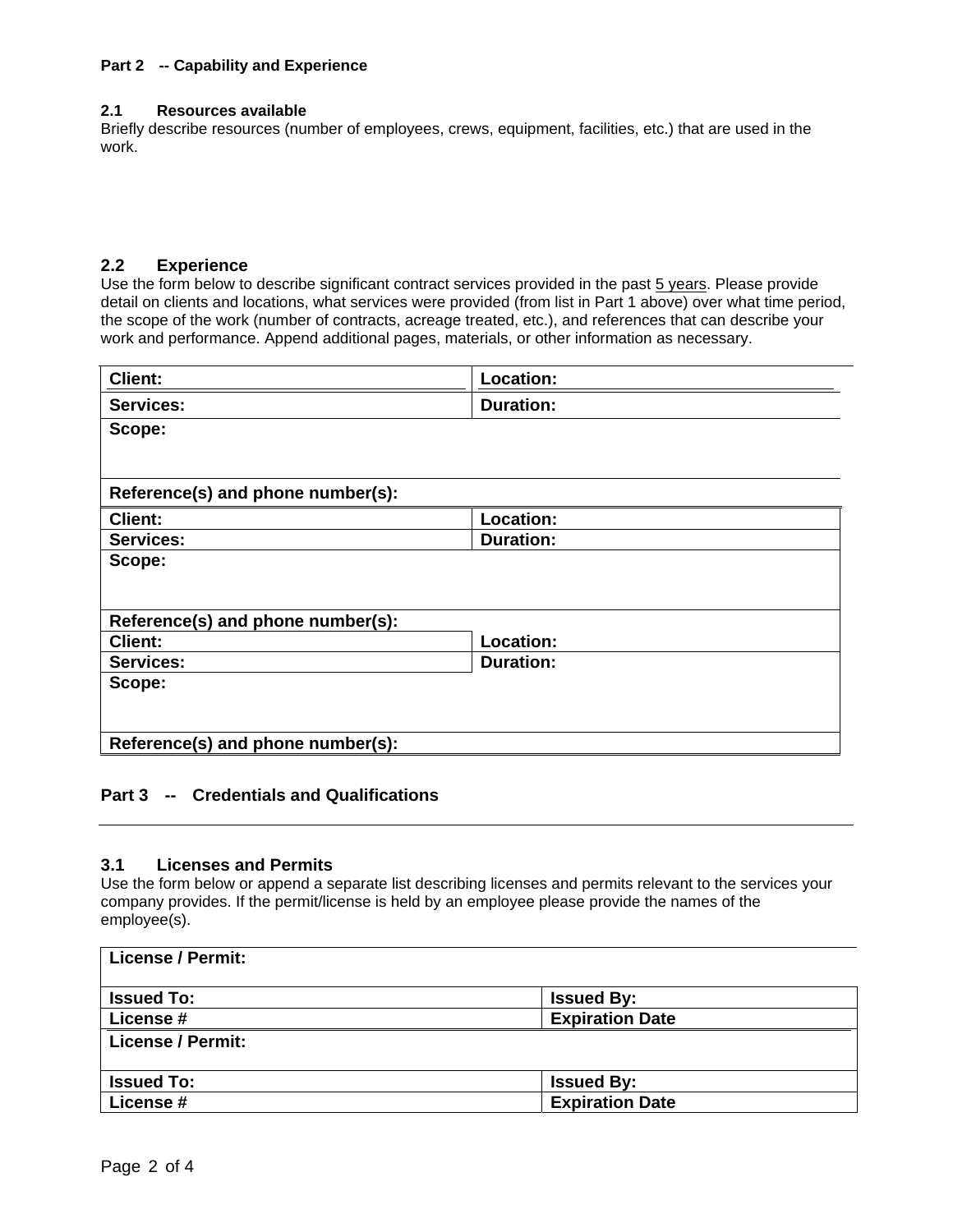**Part 2 -- Capability and Experience**

**2.1 Resources available**

Briefly describe resources (number of employees, crews, equipment, facilities, etc.) that are used in the work.

## 2.2 Experience

Use the form below to describe significant contract services provided in the past 5 years. Please provide detail on clients and locations, what services were provided (from list in Part 1 above) over what time period, the scope of the work (number of contracts, acreage treated, etc.), and references that can describe your work and performance. Append additional pages, materials, or other information as necessary.

| **Client:** | **Location:** |
|---|---|
| **Services:** | **Duration:** |
| **Scope:** | |
| **Reference(s) and phone number(s):** | |
| **Client:** | **Location:** |
| **Services:** | **Duration:** |
| **Scope:** | |
| **Reference(s) and phone number(s):** | |
| **Client:** | **Location:** |
| **Services:** | **Duration:** |
| **Scope:** | |
| **Reference(s) and phone number(s):** | |

## Part 3 -- Credentials and Qualifications

## 3.1 Licenses and Permits

Use the form below or append a separate list describing licenses and permits relevant to the services your company provides. If the permit/license is held by an employee please provide the names of the employee(s).

| **License / Permit:** | |
|---|---|
| **Issued To:** | **Issued By:** |
| **License #** | **Expiration Date** |
| **License / Permit:** | |
| **Issued To:** | **Issued By:** |
| **License #** | **Expiration Date** |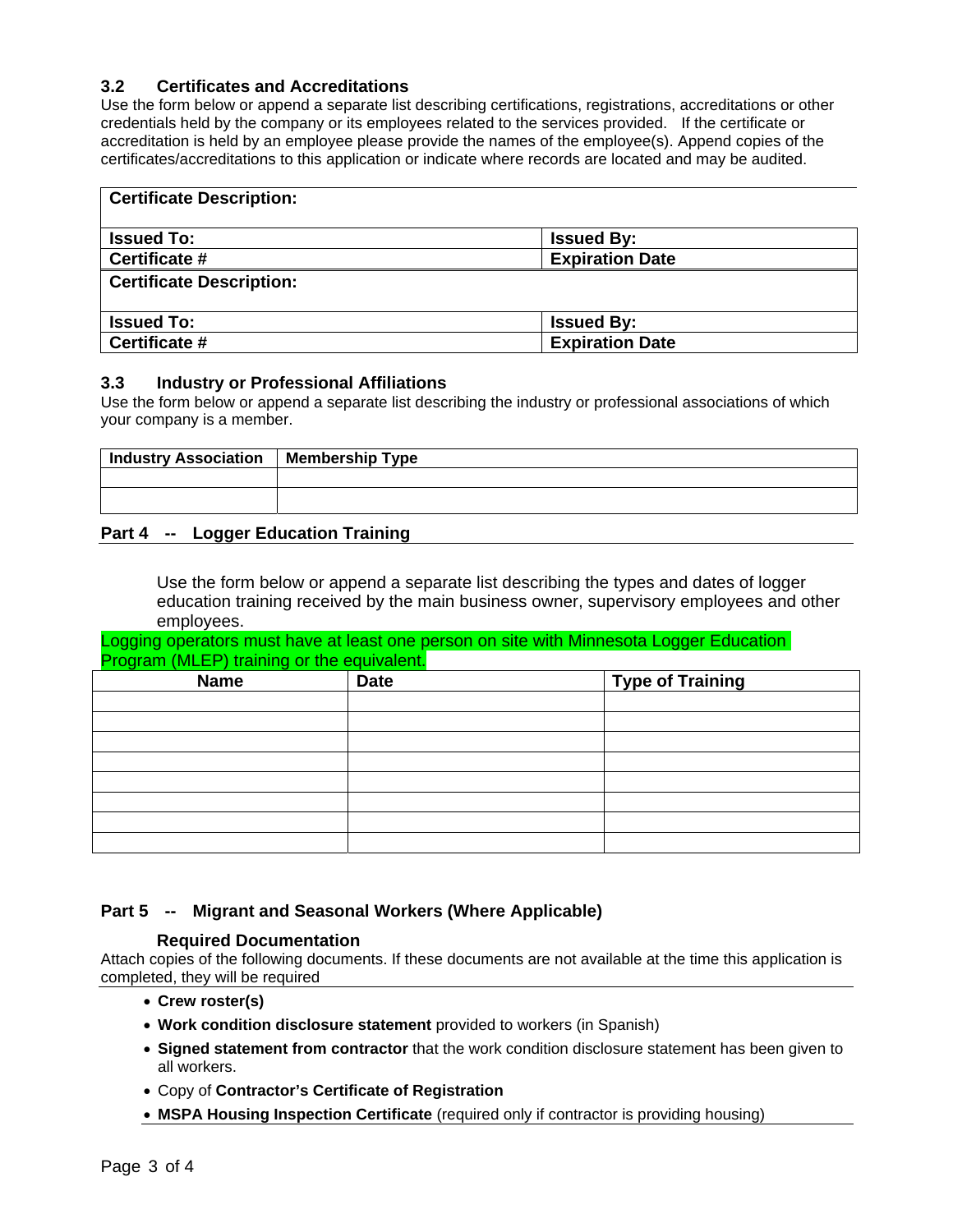### 3.2 Certificates and Accreditations

Use the form below or append a separate list describing certifications, registrations, accreditations or other credentials held by the company or its employees related to the services provided. If the certificate or accreditation is held by an employee please provide the names of the employee(s). Append copies of the certificates/accreditations to this application or indicate where records are located and may be audited.

| **Certificate Description:** | |
|---|---|
| **Issued To:** | **Issued By:** |
| **Certificate #** | **Expiration Date** |
| **Certificate Description:** | |
| **Issued To:** | **Issued By:** |
| **Certificate #** | **Expiration Date** |

### 3.3 Industry or Professional Affiliations

Use the form below or append a separate list describing the industry or professional associations of which your company is a member.

| Industry Association | Membership Type |
|---|---|
| | |
| | |

## Part 4 -- Logger Education Training

Use the form below or append a separate list describing the types and dates of logger education training received by the main business owner, supervisory employees and other employees.

Logging operators must have at least one person on site with Minnesota Logger Education Program (MLEP) training or the equivalent.

| Name | Date | Type of Training |
|---|---|---|
| | | |
| | | |
| | | |
| | | |
| | | |
| | | |
| | | |
| | | |

## Part 5 -- Migrant and Seasonal Workers (Where Applicable)

### Required Documentation

Attach copies of the following documents. If these documents are not available at the time this application is completed, they will be required

- **Crew roster(s)**
- **Work condition disclosure statement** provided to workers (in Spanish)
- **Signed statement from contractor** that the work condition disclosure statement has been given to all workers.
- Copy of **Contractor's Certificate of Registration**
- **MSPA Housing Inspection Certificate** (required only if contractor is providing housing)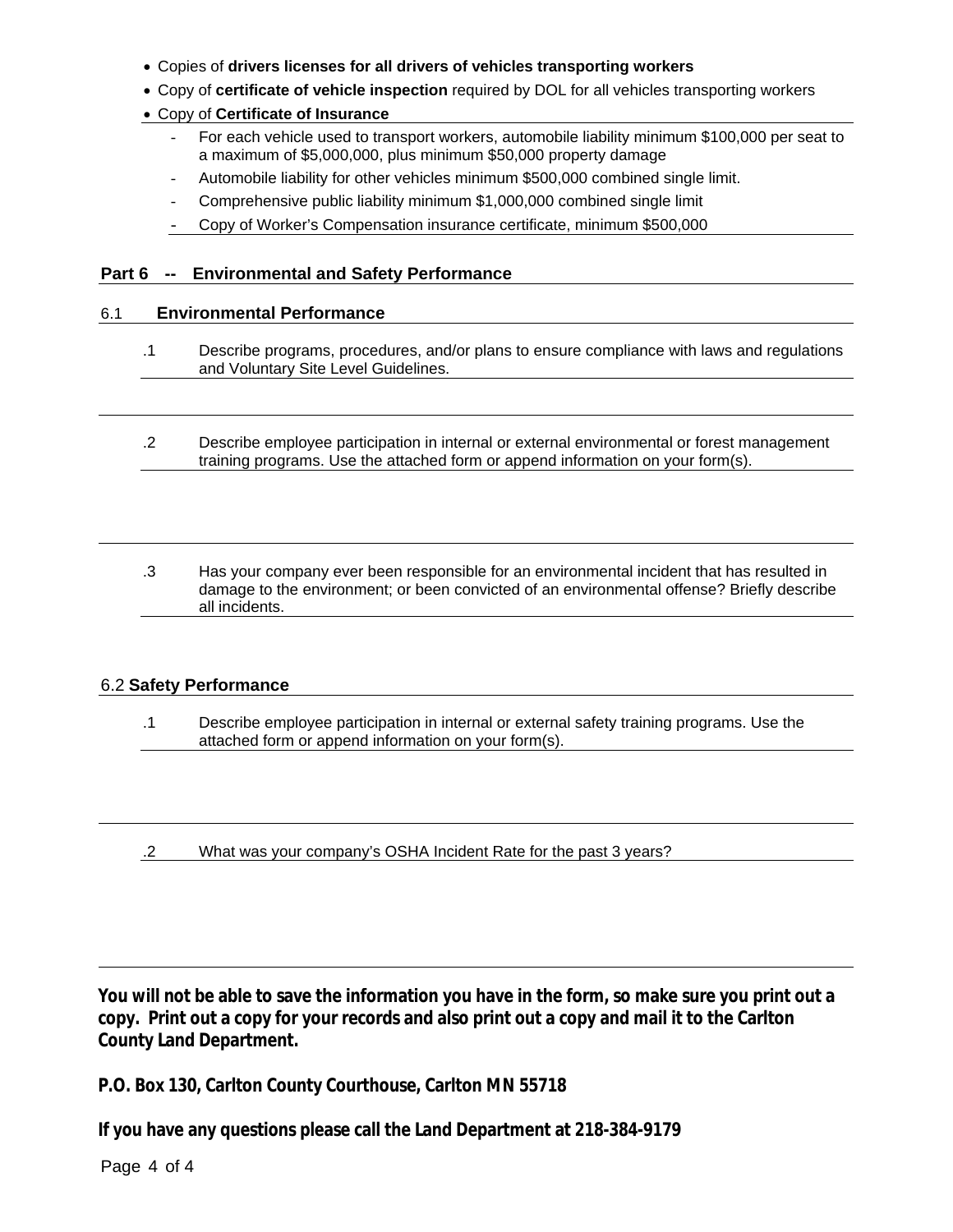- Copies of **drivers licenses for all drivers of vehicles transporting workers**
- Copy of **certificate of vehicle inspection** required by DOL for all vehicles transporting workers
- Copy of **Certificate of Insurance**
    - For each vehicle used to transport workers, automobile liability minimum $100,000 per seat to a maximum of $5,000,000, plus minimum $50,000 property damage
    - Automobile liability for other vehicles minimum $500,000 combined single limit.
    - Comprehensive public liability minimum $1,000,000 combined single limit
    - Copy of Worker's Compensation insurance certificate, minimum $500,000

## Part 6 -- Environmental and Safety Performance

### 6.1 Environmental Performance

.1 Describe programs, procedures, and/or plans to ensure compliance with laws and regulations and Voluntary Site Level Guidelines.

.2 Describe employee participation in internal or external environmental or forest management training programs. Use the attached form or append information on your form(s).

.3 Has your company ever been responsible for an environmental incident that has resulted in damage to the environment; or been convicted of an environmental offense? Briefly describe all incidents.

### 6.2 Safety Performance

.1 Describe employee participation in internal or external safety training programs. Use the attached form or append information on your form(s).

.2 What was your company's OSHA Incident Rate for the past 3 years?

**You will not be able to save the information you have in the form, so make sure you print out a copy. Print out a copy for your records and also print out a copy and mail it to the Carlton County Land Department.**

**P.O. Box 130, Carlton County Courthouse, Carlton MN 55718**

**If you have any questions please call the Land Department at 218-384-9179**